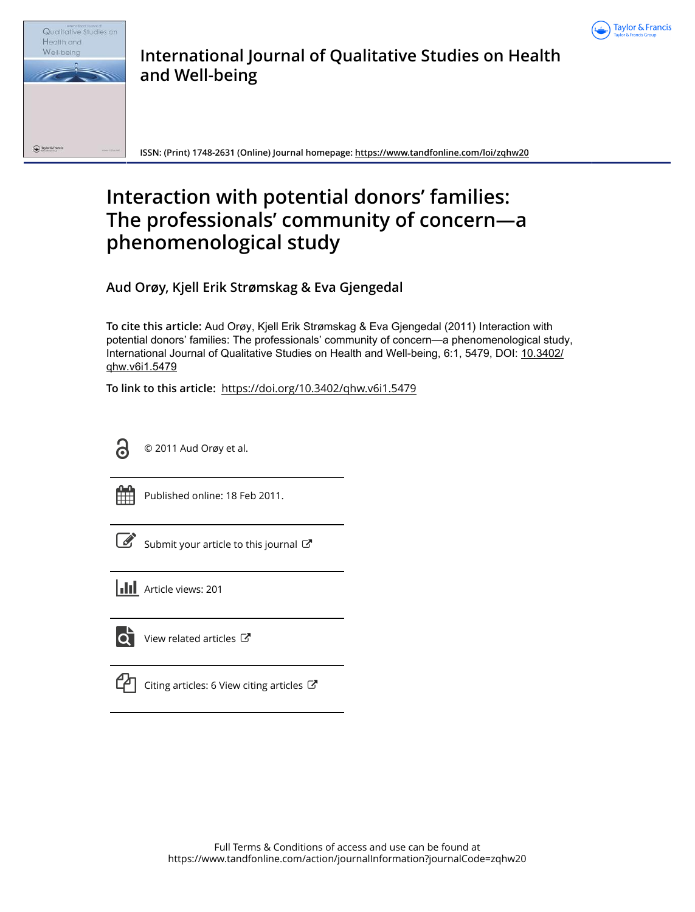# International Journal of Qualitative Studies on Health and Well-being

**ISSN: (Print) 1748-2631 (Online) Journal homepage: https://www.tandfonline.com/loi/zqhw20**

# Interaction with potential donors' families: The professionals' community of concern—a phenomenological study

**Aud Orøy, Kjell Erik Strømskag & Eva Gjengedal**

**To cite this article:** Aud Orøy, Kjell Erik Strømskag & Eva Gjengedal (2011) Interaction with potential donors' families: The professionals' community of concern—a phenomenological study, International Journal of Qualitative Studies on Health and Well-being, 6:1, 5479, DOI: 10.3402/qhw.v6i1.5479

**To link to this article:** https://doi.org/10.3402/qhw.v6i1.5479

© 2011 Aud Orøy et al.

Published online: 18 Feb 2011.

Submit your article to this journal

Article views: 201

View related articles

Citing articles: 6 View citing articles

Full Terms & Conditions of access and use can be found at
https://www.tandfonline.com/action/journalInformation?journalCode=zqhw20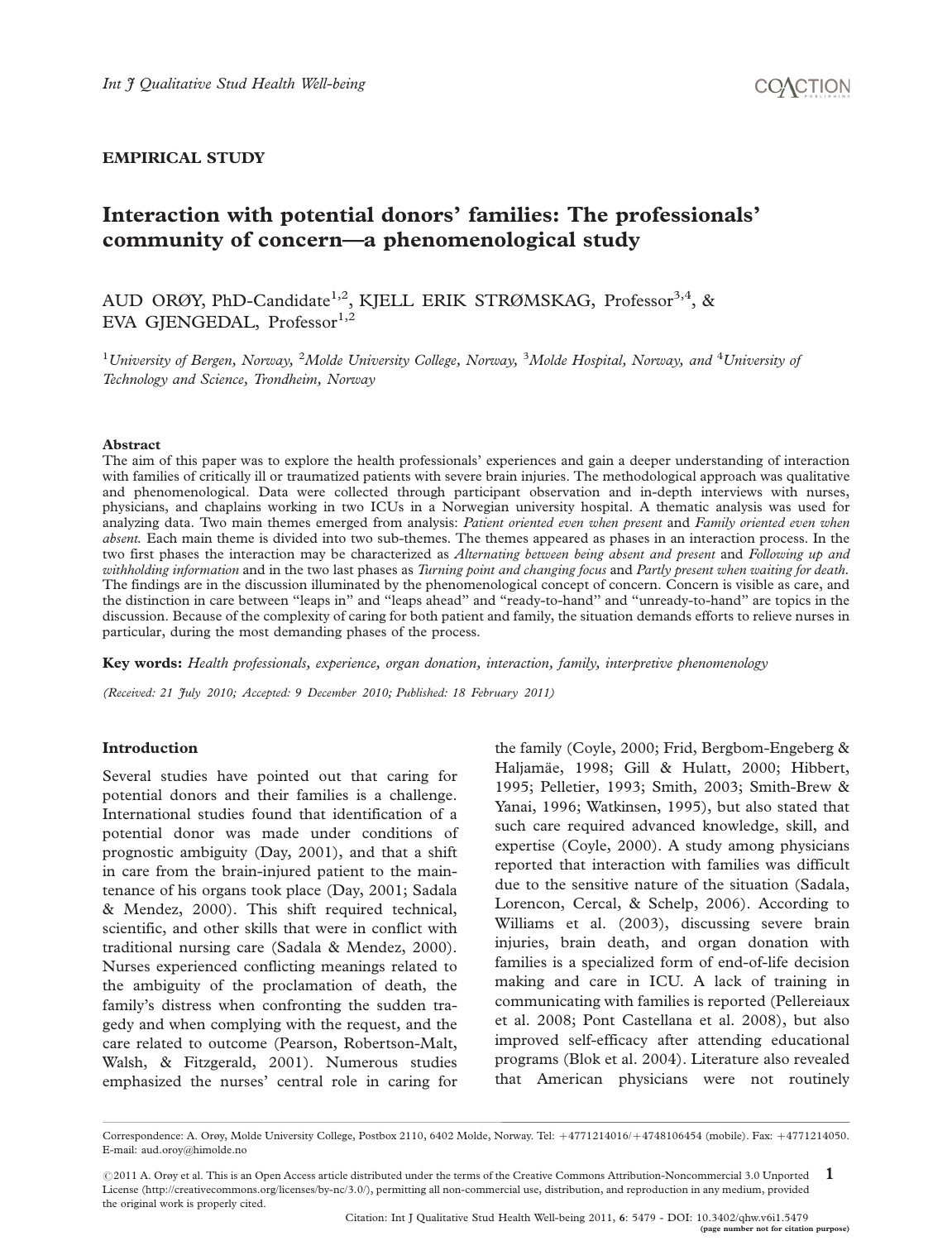EMPIRICAL STUDY

# Interaction with potential donors' families: The professionals' community of concern—a phenomenological study

AUD ORØY, PhD-Candidate[1,2], KJELL ERIK STRØMSKAG, Professor[3,4], & EVA GJENGEDAL, Professor[1,2]

[1]*University of Bergen, Norway,* [2]*Molde University College, Norway,* [3]*Molde Hospital, Norway, and* [4]*University of Technology and Science, Trondheim, Norway*

## Abstract

The aim of this paper was to explore the health professionals' experiences and gain a deeper understanding of interaction with families of critically ill or traumatized patients with severe brain injuries. The methodological approach was qualitative and phenomenological. Data were collected through participant observation and in-depth interviews with nurses, physicians, and chaplains working in two ICUs in a Norwegian university hospital. A thematic analysis was used for analyzing data. Two main themes emerged from analysis: *Patient oriented even when present* and *Family oriented even when absent.* Each main theme is divided into two sub-themes. The themes appeared as phases in an interaction process. In the two first phases the interaction may be characterized as *Alternating between being absent and present* and *Following up and withholding information* and in the two last phases as *Turning point and changing focus* and *Partly present when waiting for death.* The findings are in the discussion illuminated by the phenomenological concept of concern. Concern is visible as care, and the distinction in care between "leaps in" and "leaps ahead" and "ready-to-hand" and "unready-to-hand" are topics in the discussion. Because of the complexity of caring for both patient and family, the situation demands efforts to relieve nurses in particular, during the most demanding phases of the process.

**Key words:** *Health professionals, experience, organ donation, interaction, family, interpretive phenomenology*

*(Received: 21 July 2010; Accepted: 9 December 2010; Published: 18 February 2011)*

## Introduction

Several studies have pointed out that caring for potential donors and their families is a challenge. International studies found that identification of a potential donor was made under conditions of prognostic ambiguity (Day, 2001), and that a shift in care from the brain-injured patient to the maintenance of his organs took place (Day, 2001; Sadala & Mendez, 2000). This shift required technical, scientific, and other skills that were in conflict with traditional nursing care (Sadala & Mendez, 2000). Nurses experienced conflicting meanings related to the ambiguity of the proclamation of death, the family's distress when confronting the sudden tragedy and when complying with the request, and the care related to outcome (Pearson, Robertson-Malt, Walsh, & Fitzgerald, 2001). Numerous studies emphasized the nurses' central role in caring for the family (Coyle, 2000; Frid, Bergbom-Engeberg & Haljamäe, 1998; Gill & Hulatt, 2000; Hibbert, 1995; Pelletier, 1993; Smith, 2003; Smith-Brew & Yanai, 1996; Watkinsen, 1995), but also stated that such care required advanced knowledge, skill, and expertise (Coyle, 2000). A study among physicians reported that interaction with families was difficult due to the sensitive nature of the situation (Sadala, Lorencon, Cercal, & Schelp, 2006). According to Williams et al. (2003), discussing severe brain injuries, brain death, and organ donation with families is a specialized form of end-of-life decision making and care in ICU. A lack of training in communicating with families is reported (Pellereiaux et al. 2008; Pont Castellana et al. 2008), but also improved self-efficacy after attending educational programs (Blok et al. 2004). Literature also revealed that American physicians were not routinely

Correspondence: A. Orøy, Molde University College, Postbox 2110, 6402 Molde, Norway. Tel: +4771214016/+4748106454 (mobile). Fax: +4771214050. E-mail: aud.oroy@himolde.no

©2011 A. Orøy et al. This is an Open Access article distributed under the terms of the Creative Commons Attribution-Noncommercial 3.0 Unported License (http://creativecommons.org/licenses/by-nc/3.0/), permitting all non-commercial use, distribution, and reproduction in any medium, provided the original work is properly cited.

Citation: Int J Qualitative Stud Health Well-being 2011, 6: 5479 - DOI: 10.3402/qhw.v6i1.5479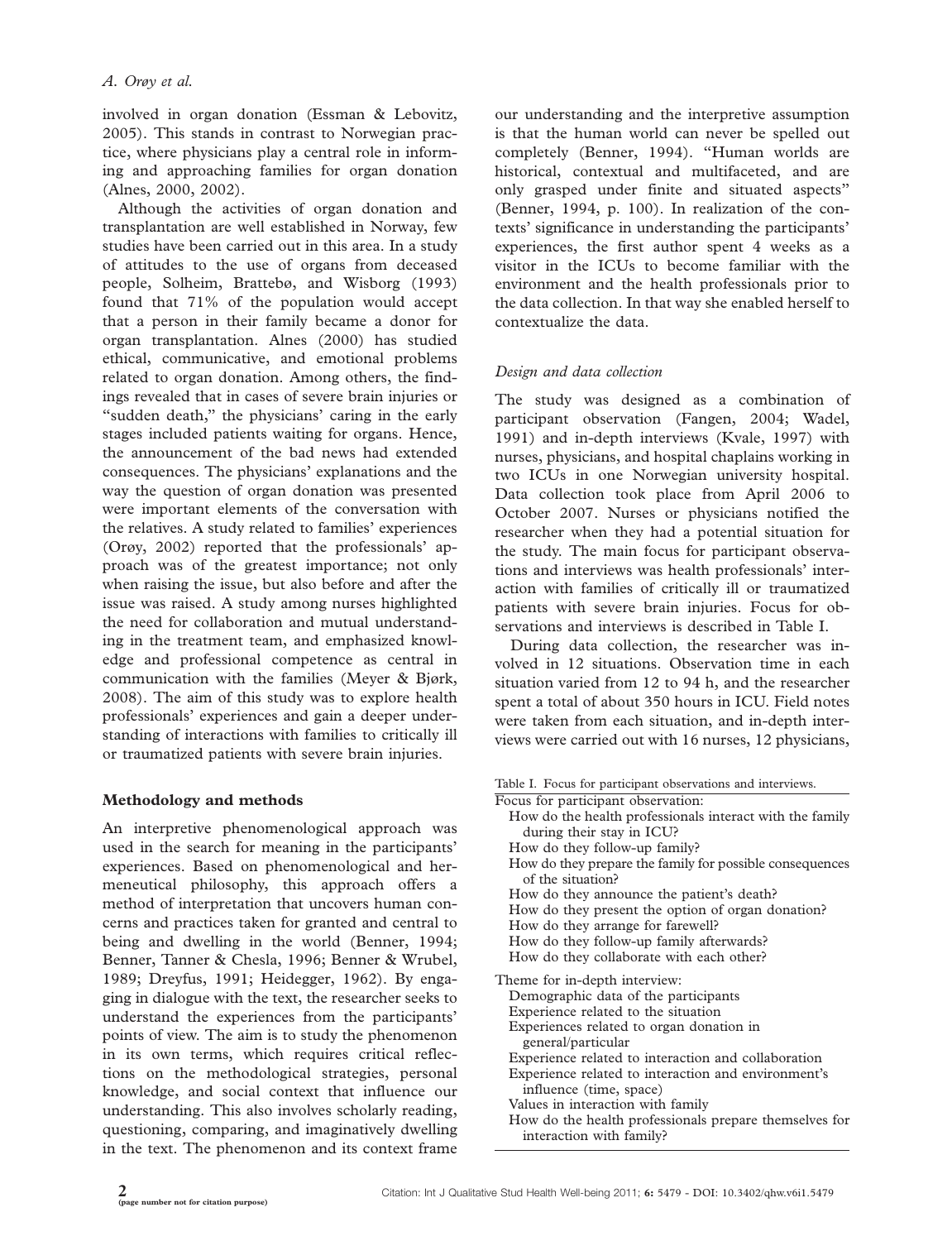involved in organ donation (Essman & Lebovitz, 2005). This stands in contrast to Norwegian practice, where physicians play a central role in informing and approaching families for organ donation (Alnes, 2000, 2002).

Although the activities of organ donation and transplantation are well established in Norway, few studies have been carried out in this area. In a study of attitudes to the use of organs from deceased people, Solheim, Brattebø, and Wisborg (1993) found that 71% of the population would accept that a person in their family became a donor for organ transplantation. Alnes (2000) has studied ethical, communicative, and emotional problems related to organ donation. Among others, the findings revealed that in cases of severe brain injuries or "sudden death," the physicians' caring in the early stages included patients waiting for organs. Hence, the announcement of the bad news had extended consequences. The physicians' explanations and the way the question of organ donation was presented were important elements of the conversation with the relatives. A study related to families' experiences (Orøy, 2002) reported that the professionals' approach was of the greatest importance; not only when raising the issue, but also before and after the issue was raised. A study among nurses highlighted the need for collaboration and mutual understanding in the treatment team, and emphasized knowledge and professional competence as central in communication with the families (Meyer & Bjørk, 2008). The aim of this study was to explore health professionals' experiences and gain a deeper understanding of interactions with families to critically ill or traumatized patients with severe brain injuries.

## Methodology and methods

An interpretive phenomenological approach was used in the search for meaning in the participants' experiences. Based on phenomenological and hermeneutical philosophy, this approach offers a method of interpretation that uncovers human concerns and practices taken for granted and central to being and dwelling in the world (Benner, 1994; Benner, Tanner & Chesla, 1996; Benner & Wrubel, 1989; Dreyfus, 1991; Heidegger, 1962). By engaging in dialogue with the text, the researcher seeks to understand the experiences from the participants' points of view. The aim is to study the phenomenon in its own terms, which requires critical reflections on the methodological strategies, personal knowledge, and social context that influence our understanding. This also involves scholarly reading, questioning, comparing, and imaginatively dwelling in the text. The phenomenon and its context frame our understanding and the interpretive assumption is that the human world can never be spelled out completely (Benner, 1994). "Human worlds are historical, contextual and multifaceted, and are only grasped under finite and situated aspects" (Benner, 1994, p. 100). In realization of the contexts' significance in understanding the participants' experiences, the first author spent 4 weeks as a visitor in the ICUs to become familiar with the environment and the health professionals prior to the data collection. In that way she enabled herself to contextualize the data.

### *Design and data collection*

The study was designed as a combination of participant observation (Fangen, 2004; Wadel, 1991) and in-depth interviews (Kvale, 1997) with nurses, physicians, and hospital chaplains working in two ICUs in one Norwegian university hospital. Data collection took place from April 2006 to October 2007. Nurses or physicians notified the researcher when they had a potential situation for the study. The main focus for participant observations and interviews was health professionals' interaction with families of critically ill or traumatized patients with severe brain injuries. Focus for observations and interviews is described in Table I.

During data collection, the researcher was involved in 12 situations. Observation time in each situation varied from 12 to 94 h, and the researcher spent a total of about 350 hours in ICU. Field notes were taken from each situation, and in-depth interviews were carried out with 16 nurses, 12 physicians,

Table I. Focus for participant observations and interviews.

| |
|---|
| Focus for participant observation: |
| How do the health professionals interact with the family during their stay in ICU? |
| How do they follow-up family? |
| How do they prepare the family for possible consequences of the situation? |
| How do they announce the patient's death? |
| How do they present the option of organ donation? |
| How do they arrange for farewell? |
| How do they follow-up family afterwards? |
| How do they collaborate with each other? |
| Theme for in-depth interview: |
| Demographic data of the participants |
| Experience related to the situation |
| Experiences related to organ donation in general/particular |
| Experience related to interaction and collaboration |
| Experience related to interaction and environment's influence (time, space) |
| Values in interaction with family |
| How do the health professionals prepare themselves for interaction with family? |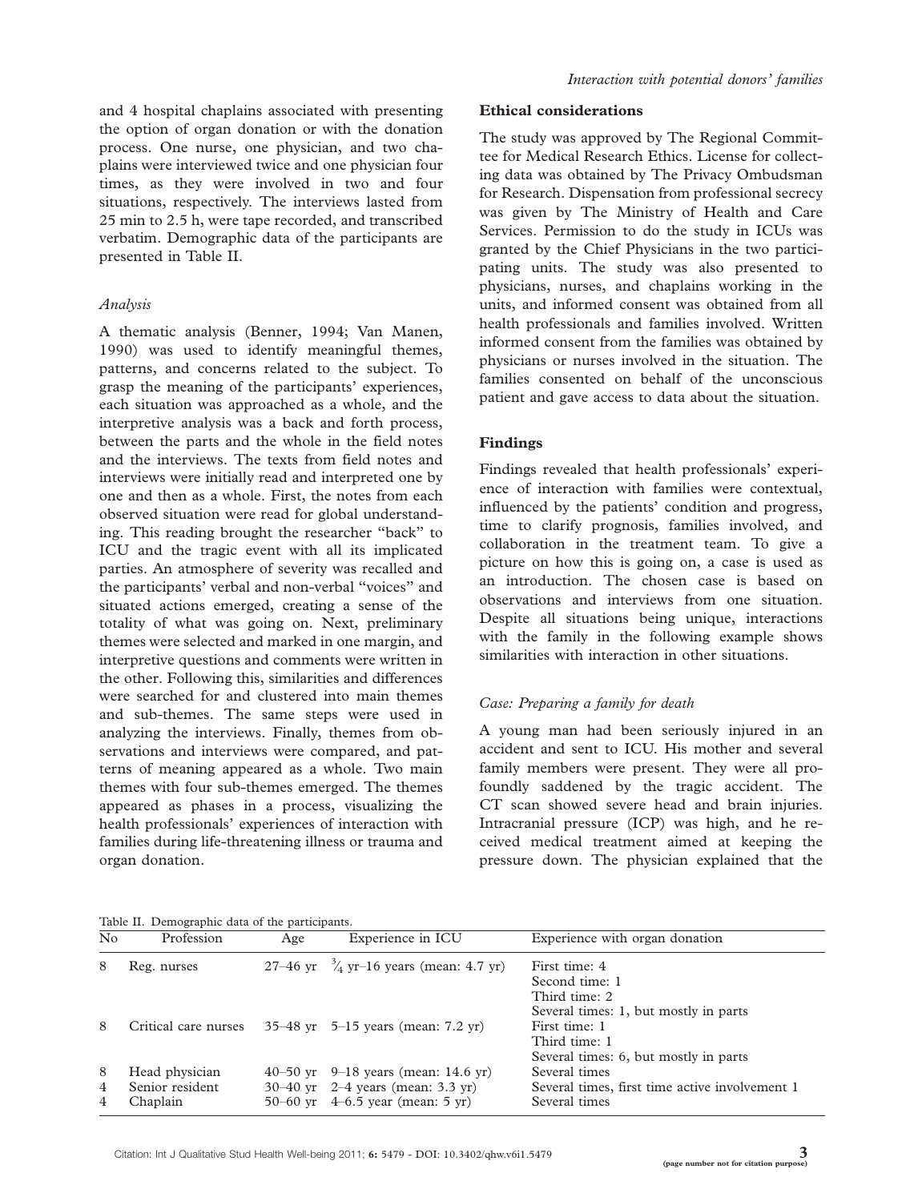and 4 hospital chaplains associated with presenting the option of organ donation or with the donation process. One nurse, one physician, and two chaplains were interviewed twice and one physician four times, as they were involved in two and four situations, respectively. The interviews lasted from 25 min to 2.5 h, were tape recorded, and transcribed verbatim. Demographic data of the participants are presented in Table II.

### *Analysis*

A thematic analysis (Benner, 1994; Van Manen, 1990) was used to identify meaningful themes, patterns, and concerns related to the subject. To grasp the meaning of the participants' experiences, each situation was approached as a whole, and the interpretive analysis was a back and forth process, between the parts and the whole in the field notes and the interviews. The texts from field notes and interviews were initially read and interpreted one by one and then as a whole. First, the notes from each observed situation were read for global understanding. This reading brought the researcher "back" to ICU and the tragic event with all its implicated parties. An atmosphere of severity was recalled and the participants' verbal and non-verbal "voices" and situated actions emerged, creating a sense of the totality of what was going on. Next, preliminary themes were selected and marked in one margin, and interpretive questions and comments were written in the other. Following this, similarities and differences were searched for and clustered into main themes and sub-themes. The same steps were used in analyzing the interviews. Finally, themes from observations and interviews were compared, and patterns of meaning appeared as a whole. Two main themes with four sub-themes emerged. The themes appeared as phases in a process, visualizing the health professionals' experiences of interaction with families during life-threatening illness or trauma and organ donation.

## Ethical considerations

The study was approved by The Regional Committee for Medical Research Ethics. License for collecting data was obtained by The Privacy Ombudsman for Research. Dispensation from professional secrecy was given by The Ministry of Health and Care Services. Permission to do the study in ICUs was granted by the Chief Physicians in the two participating units. The study was also presented to physicians, nurses, and chaplains working in the units, and informed consent was obtained from all health professionals and families involved. Written informed consent from the families was obtained by physicians or nurses involved in the situation. The families consented on behalf of the unconscious patient and gave access to data about the situation.

## Findings

Findings revealed that health professionals' experience of interaction with families were contextual, influenced by the patients' condition and progress, time to clarify prognosis, families involved, and collaboration in the treatment team. To give a picture on how this is going on, a case is used as an introduction. The chosen case is based on observations and interviews from one situation. Despite all situations being unique, interactions with the family in the following example shows similarities with interaction in other situations.

### *Case: Preparing a family for death*

A young man had been seriously injured in an accident and sent to ICU. His mother and several family members were present. They were all profoundly saddened by the tragic accident. The CT scan showed severe head and brain injuries. Intracranial pressure (ICP) was high, and he received medical treatment aimed at keeping the pressure down. The physician explained that the

Table II. Demographic data of the participants.

| No | Profession | Age | Experience in ICU | Experience with organ donation |
|---|---|---|---|---|
| 8 | Reg. nurses | 27–46 yr | $\frac{3}{4}$ yr–16 years (mean: 4.7 yr) | First time: 4<br>Second time: 1<br>Third time: 2<br>Several times: 1, but mostly in parts |
| 8 | Critical care nurses | 35–48 yr | 5–15 years (mean: 7.2 yr) | First time: 1<br>Third time: 1<br>Several times: 6, but mostly in parts |
| 8 | Head physician | 40–50 yr | 9–18 years (mean: 14.6 yr) | Several times |
| 4 | Senior resident | 30–40 yr | 2–4 years (mean: 3.3 yr) | Several times, first time active involvement 1 |
| 4 | Chaplain | 50–60 yr | 4–6.5 year (mean: 5 yr) | Several times |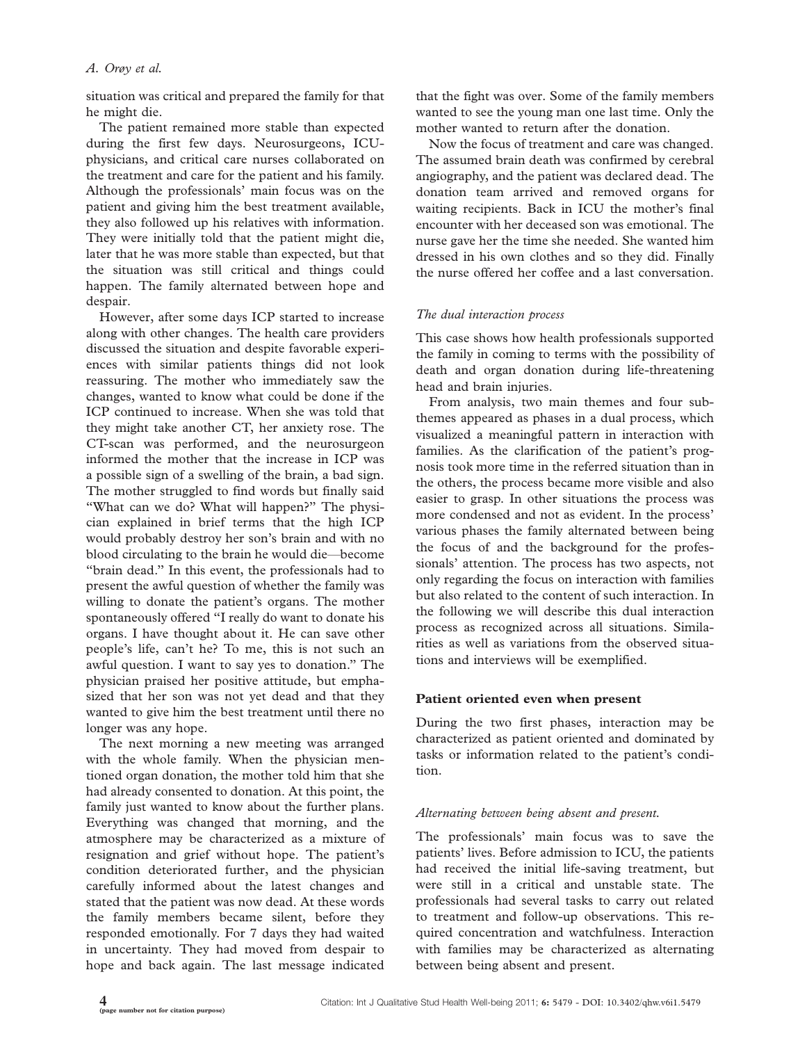situation was critical and prepared the family for that he might die.

The patient remained more stable than expected during the first few days. Neurosurgeons, ICU-physicians, and critical care nurses collaborated on the treatment and care for the patient and his family. Although the professionals' main focus was on the patient and giving him the best treatment available, they also followed up his relatives with information. They were initially told that the patient might die, later that he was more stable than expected, but that the situation was still critical and things could happen. The family alternated between hope and despair.

However, after some days ICP started to increase along with other changes. The health care providers discussed the situation and despite favorable experiences with similar patients things did not look reassuring. The mother who immediately saw the changes, wanted to know what could be done if the ICP continued to increase. When she was told that they might take another CT, her anxiety rose. The CT-scan was performed, and the neurosurgeon informed the mother that the increase in ICP was a possible sign of a swelling of the brain, a bad sign. The mother struggled to find words but finally said "What can we do? What will happen?" The physician explained in brief terms that the high ICP would probably destroy her son's brain and with no blood circulating to the brain he would die—become "brain dead." In this event, the professionals had to present the awful question of whether the family was willing to donate the patient's organs. The mother spontaneously offered "I really do want to donate his organs. I have thought about it. He can save other people's life, can't he? To me, this is not such an awful question. I want to say yes to donation." The physician praised her positive attitude, but emphasized that her son was not yet dead and that they wanted to give him the best treatment until there no longer was any hope.

The next morning a new meeting was arranged with the whole family. When the physician mentioned organ donation, the mother told him that she had already consented to donation. At this point, the family just wanted to know about the further plans. Everything was changed that morning, and the atmosphere may be characterized as a mixture of resignation and grief without hope. The patient's condition deteriorated further, and the physician carefully informed about the latest changes and stated that the patient was now dead. At these words the family members became silent, before they responded emotionally. For 7 days they had waited in uncertainty. They had moved from despair to hope and back again. The last message indicated that the fight was over. Some of the family members wanted to see the young man one last time. Only the mother wanted to return after the donation.

Now the focus of treatment and care was changed. The assumed brain death was confirmed by cerebral angiography, and the patient was declared dead. The donation team arrived and removed organs for waiting recipients. Back in ICU the mother's final encounter with her deceased son was emotional. The nurse gave her the time she needed. She wanted him dressed in his own clothes and so they did. Finally the nurse offered her coffee and a last conversation.

*The dual interaction process*

This case shows how health professionals supported the family in coming to terms with the possibility of death and organ donation during life-threatening head and brain injuries.

From analysis, two main themes and four subthemes appeared as phases in a dual process, which visualized a meaningful pattern in interaction with families. As the clarification of the patient's prognosis took more time in the referred situation than in the others, the process became more visible and also easier to grasp. In other situations the process was more condensed and not as evident. In the process' various phases the family alternated between being the focus of and the background for the professionals' attention. The process has two aspects, not only regarding the focus on interaction with families but also related to the content of such interaction. In the following we will describe this dual interaction process as recognized across all situations. Similarities as well as variations from the observed situations and interviews will be exemplified.

## Patient oriented even when present

During the two first phases, interaction may be characterized as patient oriented and dominated by tasks or information related to the patient's condition.

*Alternating between being absent and present.*

The professionals' main focus was to save the patients' lives. Before admission to ICU, the patients had received the initial life-saving treatment, but were still in a critical and unstable state. The professionals had several tasks to carry out related to treatment and follow-up observations. This required concentration and watchfulness. Interaction with families may be characterized as alternating between being absent and present.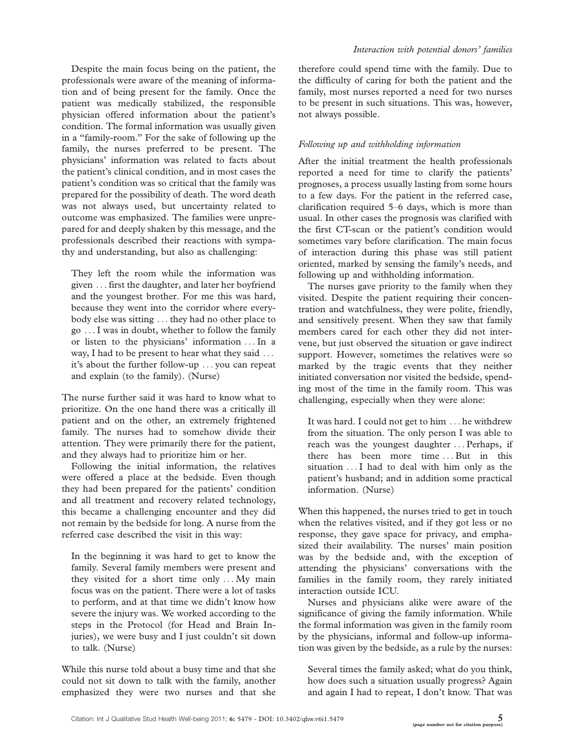Despite the main focus being on the patient, the professionals were aware of the meaning of information and of being present for the family. Once the patient was medically stabilized, the responsible physician offered information about the patient's condition. The formal information was usually given in a "family-room." For the sake of following up the family, the nurses preferred to be present. The physicians' information was related to facts about the patient's clinical condition, and in most cases the patient's condition was so critical that the family was prepared for the possibility of death. The word death was not always used, but uncertainty related to outcome was emphasized. The families were unprepared for and deeply shaken by this message, and the professionals described their reactions with sympathy and understanding, but also as challenging:

> They left the room while the information was given ... first the daughter, and later her boyfriend and the youngest brother. For me this was hard, because they went into the corridor where everybody else was sitting ... they had no other place to go ... I was in doubt, whether to follow the family or listen to the physicians' information ... In a way, I had to be present to hear what they said ... it's about the further follow-up ... you can repeat and explain (to the family). (Nurse)

The nurse further said it was hard to know what to prioritize. On the one hand there was a critically ill patient and on the other, an extremely frightened family. The nurses had to somehow divide their attention. They were primarily there for the patient, and they always had to prioritize him or her.

Following the initial information, the relatives were offered a place at the bedside. Even though they had been prepared for the patients' condition and all treatment and recovery related technology, this became a challenging encounter and they did not remain by the bedside for long. A nurse from the referred case described the visit in this way:

> In the beginning it was hard to get to know the family. Several family members were present and they visited for a short time only ... My main focus was on the patient. There were a lot of tasks to perform, and at that time we didn't know how severe the injury was. We worked according to the steps in the Protocol (for Head and Brain Injuries), we were busy and I just couldn't sit down to talk. (Nurse)

While this nurse told about a busy time and that she could not sit down to talk with the family, another emphasized they were two nurses and that she therefore could spend time with the family. Due to the difficulty of caring for both the patient and the family, most nurses reported a need for two nurses to be present in such situations. This was, however, not always possible.

### *Following up and withholding information*

After the initial treatment the health professionals reported a need for time to clarify the patients' prognoses, a process usually lasting from some hours to a few days. For the patient in the referred case, clarification required 5–6 days, which is more than usual. In other cases the prognosis was clarified with the first CT-scan or the patient's condition would sometimes vary before clarification. The main focus of interaction during this phase was still patient oriented, marked by sensing the family's needs, and following up and withholding information.

The nurses gave priority to the family when they visited. Despite the patient requiring their concentration and watchfulness, they were polite, friendly, and sensitively present. When they saw that family members cared for each other they did not intervene, but just observed the situation or gave indirect support. However, sometimes the relatives were so marked by the tragic events that they neither initiated conversation nor visited the bedside, spending most of the time in the family room. This was challenging, especially when they were alone:

> It was hard. I could not get to him ... he withdrew from the situation. The only person I was able to reach was the youngest daughter ... Perhaps, if there has been more time ... But in this situation ... I had to deal with him only as the patient's husband; and in addition some practical information. (Nurse)

When this happened, the nurses tried to get in touch when the relatives visited, and if they got less or no response, they gave space for privacy, and emphasized their availability. The nurses' main position was by the bedside and, with the exception of attending the physicians' conversations with the families in the family room, they rarely initiated interaction outside ICU.

Nurses and physicians alike were aware of the significance of giving the family information. While the formal information was given in the family room by the physicians, informal and follow-up information was given by the bedside, as a rule by the nurses:

> Several times the family asked; what do you think, how does such a situation usually progress? Again and again I had to repeat, I don't know. That was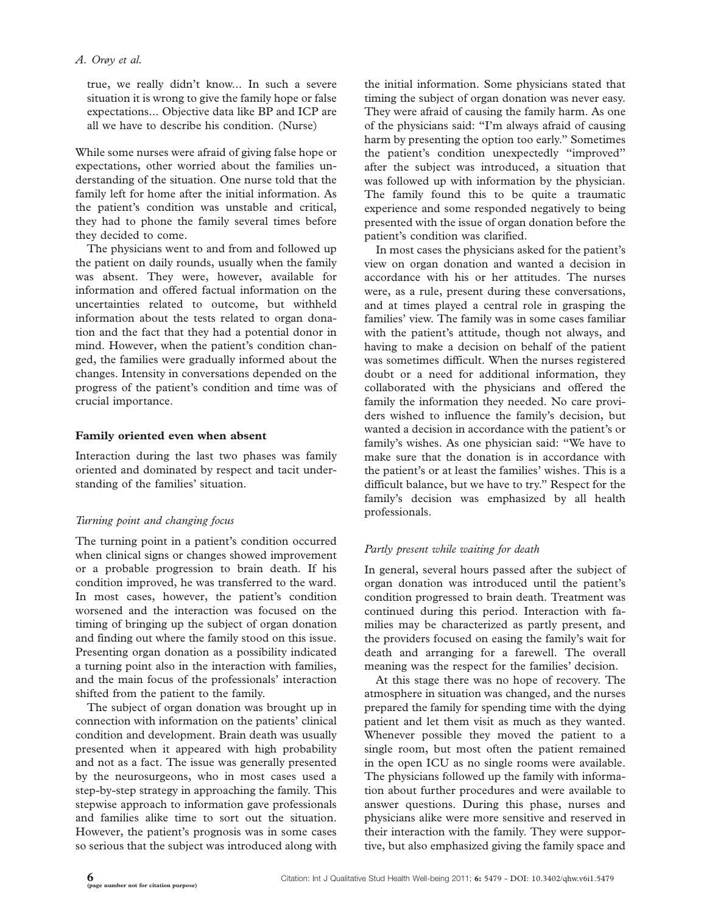true, we really didn't know... In such a severe situation it is wrong to give the family hope or false expectations... Objective data like BP and ICP are all we have to describe his condition. (Nurse)

While some nurses were afraid of giving false hope or expectations, other worried about the families understanding of the situation. One nurse told that the family left for home after the initial information. As the patient's condition was unstable and critical, they had to phone the family several times before they decided to come.

The physicians went to and from and followed up the patient on daily rounds, usually when the family was absent. They were, however, available for information and offered factual information on the uncertainties related to outcome, but withheld information about the tests related to organ donation and the fact that they had a potential donor in mind. However, when the patient's condition changed, the families were gradually informed about the changes. Intensity in conversations depended on the progress of the patient's condition and time was of crucial importance.

## Family oriented even when absent

Interaction during the last two phases was family oriented and dominated by respect and tacit understanding of the families' situation.

### *Turning point and changing focus*

The turning point in a patient's condition occurred when clinical signs or changes showed improvement or a probable progression to brain death. If his condition improved, he was transferred to the ward. In most cases, however, the patient's condition worsened and the interaction was focused on the timing of bringing up the subject of organ donation and finding out where the family stood on this issue. Presenting organ donation as a possibility indicated a turning point also in the interaction with families, and the main focus of the professionals' interaction shifted from the patient to the family.

The subject of organ donation was brought up in connection with information on the patients' clinical condition and development. Brain death was usually presented when it appeared with high probability and not as a fact. The issue was generally presented by the neurosurgeons, who in most cases used a step-by-step strategy in approaching the family. This stepwise approach to information gave professionals and families alike time to sort out the situation. However, the patient's prognosis was in some cases so serious that the subject was introduced along with the initial information. Some physicians stated that timing the subject of organ donation was never easy. They were afraid of causing the family harm. As one of the physicians said: "I'm always afraid of causing harm by presenting the option too early." Sometimes the patient's condition unexpectedly "improved" after the subject was introduced, a situation that was followed up with information by the physician. The family found this to be quite a traumatic experience and some responded negatively to being presented with the issue of organ donation before the patient's condition was clarified.

In most cases the physicians asked for the patient's view on organ donation and wanted a decision in accordance with his or her attitudes. The nurses were, as a rule, present during these conversations, and at times played a central role in grasping the families' view. The family was in some cases familiar with the patient's attitude, though not always, and having to make a decision on behalf of the patient was sometimes difficult. When the nurses registered doubt or a need for additional information, they collaborated with the physicians and offered the family the information they needed. No care providers wished to influence the family's decision, but wanted a decision in accordance with the patient's or family's wishes. As one physician said: "We have to make sure that the donation is in accordance with the patient's or at least the families' wishes. This is a difficult balance, but we have to try." Respect for the family's decision was emphasized by all health professionals.

### *Partly present while waiting for death*

In general, several hours passed after the subject of organ donation was introduced until the patient's condition progressed to brain death. Treatment was continued during this period. Interaction with families may be characterized as partly present, and the providers focused on easing the family's wait for death and arranging for a farewell. The overall meaning was the respect for the families' decision.

At this stage there was no hope of recovery. The atmosphere in situation was changed, and the nurses prepared the family for spending time with the dying patient and let them visit as much as they wanted. Whenever possible they moved the patient to a single room, but most often the patient remained in the open ICU as no single rooms were available. The physicians followed up the family with information about further procedures and were available to answer questions. During this phase, nurses and physicians alike were more sensitive and reserved in their interaction with the family. They were supportive, but also emphasized giving the family space and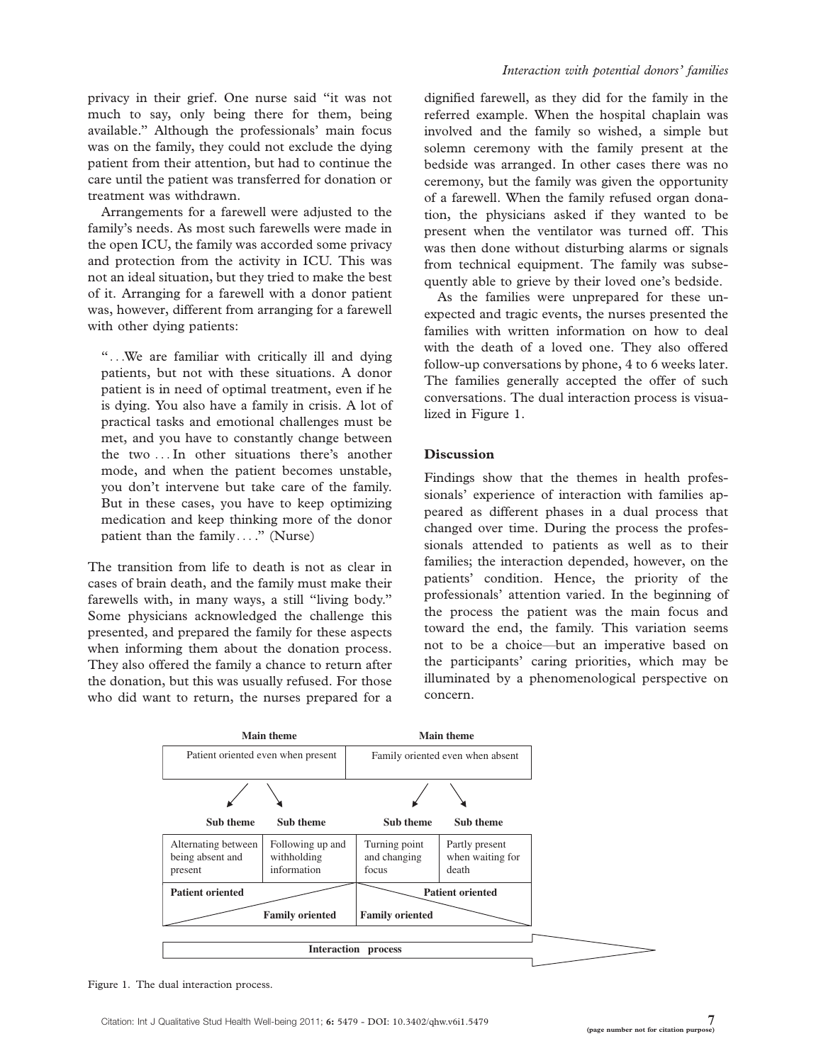privacy in their grief. One nurse said "it was not much to say, only being there for them, being available." Although the professionals' main focus was on the family, they could not exclude the dying patient from their attention, but had to continue the care until the patient was transferred for donation or treatment was withdrawn.

Arrangements for a farewell were adjusted to the family's needs. As most such farewells were made in the open ICU, the family was accorded some privacy and protection from the activity in ICU. This was not an ideal situation, but they tried to make the best of it. Arranging for a farewell with a donor patient was, however, different from arranging for a farewell with other dying patients:

> "...We are familiar with critically ill and dying patients, but not with these situations. A donor patient is in need of optimal treatment, even if he is dying. You also have a family in crisis. A lot of practical tasks and emotional challenges must be met, and you have to constantly change between the two ... In other situations there's another mode, and when the patient becomes unstable, you don't intervene but take care of the family. But in these cases, you have to keep optimizing medication and keep thinking more of the donor patient than the family...." (Nurse)

The transition from life to death is not as clear in cases of brain death, and the family must make their farewells with, in many ways, a still "living body." Some physicians acknowledged the challenge this presented, and prepared the family for these aspects when informing them about the donation process. They also offered the family a chance to return after the donation, but this was usually refused. For those who did want to return, the nurses prepared for a dignified farewell, as they did for the family in the referred example. When the hospital chaplain was involved and the family so wished, a simple but solemn ceremony with the family present at the bedside was arranged. In other cases there was no ceremony, but the family was given the opportunity of a farewell. When the family refused organ donation, the physicians asked if they wanted to be present when the ventilator was turned off. This was then done without disturbing alarms or signals from technical equipment. The family was subsequently able to grieve by their loved one's bedside.

As the families were unprepared for these unexpected and tragic events, the nurses presented the families with written information on how to deal with the death of a loved one. They also offered follow-up conversations by phone, 4 to 6 weeks later. The families generally accepted the offer of such conversations. The dual interaction process is visualized in Figure 1.

## Discussion

Findings show that the themes in health professionals' experience of interaction with families appeared as different phases in a dual process that changed over time. During the process the professionals attended to patients as well as to their families; the interaction depended, however, on the patients' condition. Hence, the priority of the professionals' attention varied. In the beginning of the process the patient was the main focus and toward the end, the family. This variation seems not to be a choice—but an imperative based on the participants' caring priorities, which may be illuminated by a phenomenological perspective on concern.

Main theme
Patient oriented even when present
Main theme
Family oriented even when absent

Sub theme
Alternating between being absent and present
Sub theme
Following up and withholding information
Sub theme
Turning point and changing focus
Sub theme
Partly present when waiting for death

Patient oriented
Family oriented
Family oriented
Patient oriented

Interaction process

Figure 1. The dual interaction process.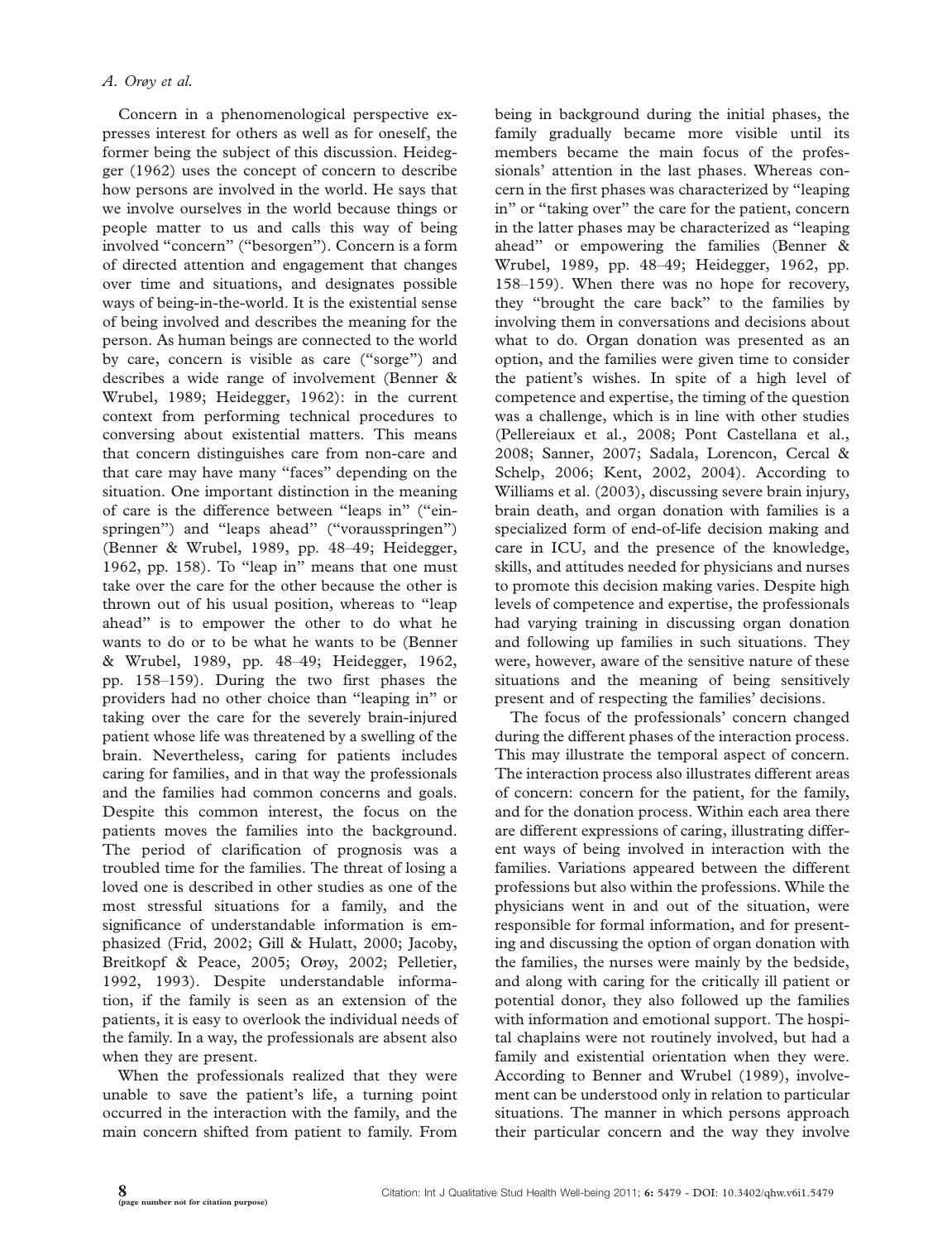Concern in a phenomenological perspective expresses interest for others as well as for oneself, the former being the subject of this discussion. Heidegger (1962) uses the concept of concern to describe how persons are involved in the world. He says that we involve ourselves in the world because things or people matter to us and calls this way of being involved "concern" ("besorgen"). Concern is a form of directed attention and engagement that changes over time and situations, and designates possible ways of being-in-the-world. It is the existential sense of being involved and describes the meaning for the person. As human beings are connected to the world by care, concern is visible as care ("sorge") and describes a wide range of involvement (Benner & Wrubel, 1989; Heidegger, 1962): in the current context from performing technical procedures to conversing about existential matters. This means that concern distinguishes care from non-care and that care may have many "faces" depending on the situation. One important distinction in the meaning of care is the difference between "leaps in" ("einspringen") and "leaps ahead" ("voraussspringen") (Benner & Wrubel, 1989, pp. 48–49; Heidegger, 1962, pp. 158). To "leap in" means that one must take over the care for the other because the other is thrown out of his usual position, whereas to "leap ahead" is to empower the other to do what he wants to do or to be what he wants to be (Benner & Wrubel, 1989, pp. 48–49; Heidegger, 1962, pp. 158–159). During the two first phases the providers had no other choice than "leaping in" or taking over the care for the severely brain-injured patient whose life was threatened by a swelling of the brain. Nevertheless, caring for patients includes caring for families, and in that way the professionals and the families had common concerns and goals. Despite this common interest, the focus on the patients moves the families into the background. The period of clarification of prognosis was a troubled time for the families. The threat of losing a loved one is described in other studies as one of the most stressful situations for a family, and the significance of understandable information is emphasized (Frid, 2002; Gill & Hulatt, 2000; Jacoby, Breitkopf & Peace, 2005; Orøy, 2002; Pelletier, 1992, 1993). Despite understandable information, if the family is seen as an extension of the patients, it is easy to overlook the individual needs of the family. In a way, the professionals are absent also when they are present.

When the professionals realized that they were unable to save the patient's life, a turning point occurred in the interaction with the family, and the main concern shifted from patient to family. From being in background during the initial phases, the family gradually became more visible until its members became the main focus of the professionals' attention in the last phases. Whereas concern in the first phases was characterized by "leaping in" or "taking over" the care for the patient, concern in the latter phases may be characterized as "leaping ahead" or empowering the families (Benner & Wrubel, 1989, pp. 48–49; Heidegger, 1962, pp. 158–159). When there was no hope for recovery, they "brought the care back" to the families by involving them in conversations and decisions about what to do. Organ donation was presented as an option, and the families were given time to consider the patient's wishes. In spite of a high level of competence and expertise, the timing of the question was a challenge, which is in line with other studies (Pellereiaux et al., 2008; Pont Castellana et al., 2008; Sanner, 2007; Sadala, Lorencon, Cercal & Schelp, 2006; Kent, 2002, 2004). According to Williams et al. (2003), discussing severe brain injury, brain death, and organ donation with families is a specialized form of end-of-life decision making and care in ICU, and the presence of the knowledge, skills, and attitudes needed for physicians and nurses to promote this decision making varies. Despite high levels of competence and expertise, the professionals had varying training in discussing organ donation and following up families in such situations. They were, however, aware of the sensitive nature of these situations and the meaning of being sensitively present and of respecting the families' decisions.

The focus of the professionals' concern changed during the different phases of the interaction process. This may illustrate the temporal aspect of concern. The interaction process also illustrates different areas of concern: concern for the patient, for the family, and for the donation process. Within each area there are different expressions of caring, illustrating different ways of being involved in interaction with the families. Variations appeared between the different professions but also within the professions. While the physicians went in and out of the situation, were responsible for formal information, and for presenting and discussing the option of organ donation with the families, the nurses were mainly by the bedside, and along with caring for the critically ill patient or potential donor, they also followed up the families with information and emotional support. The hospital chaplains were not routinely involved, but had a family and existential orientation when they were. According to Benner and Wrubel (1989), involvement can be understood only in relation to particular situations. The manner in which persons approach their particular concern and the way they involve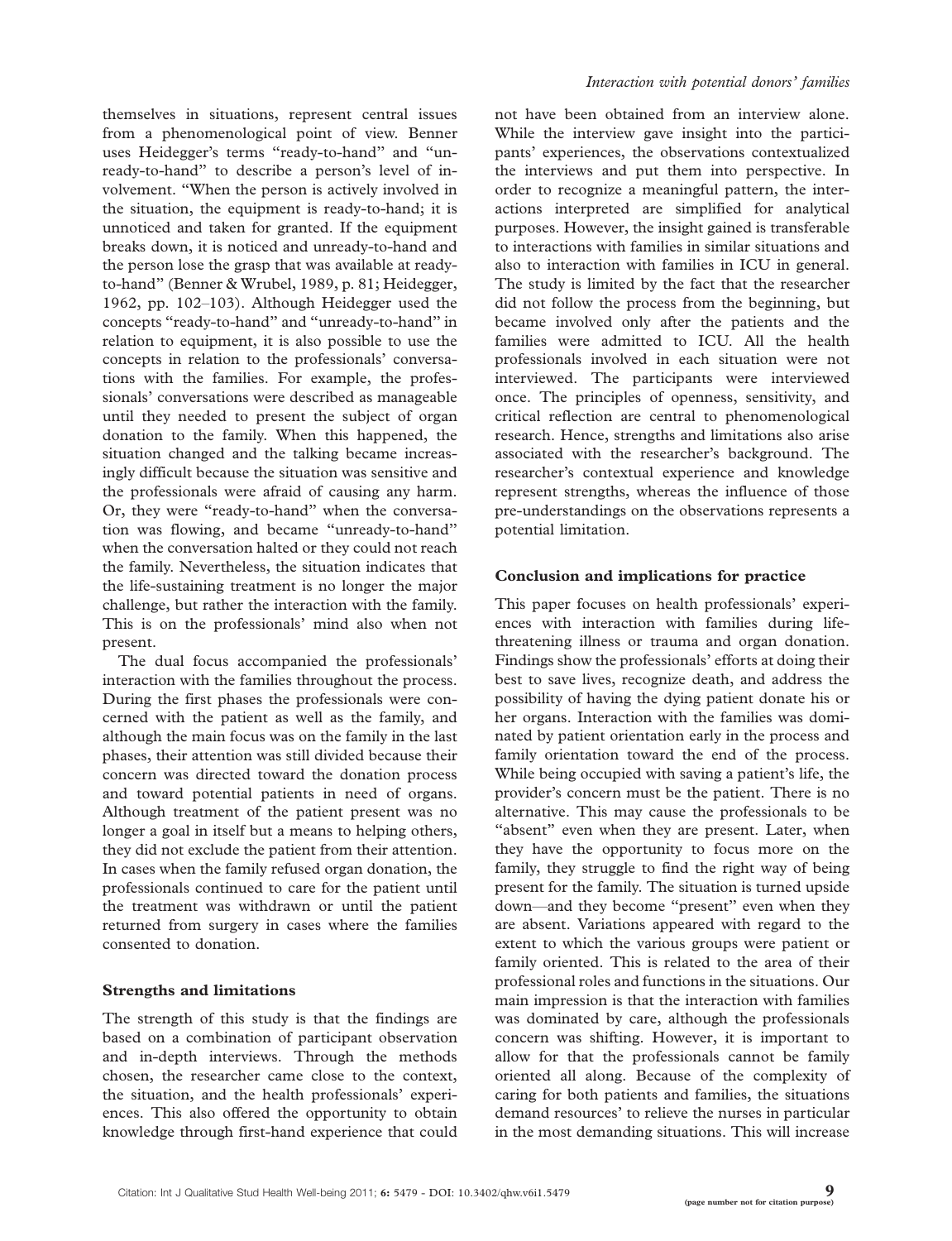themselves in situations, represent central issues from a phenomenological point of view. Benner uses Heidegger's terms "ready-to-hand" and "unready-to-hand" to describe a person's level of involvement. "When the person is actively involved in the situation, the equipment is ready-to-hand; it is unnoticed and taken for granted. If the equipment breaks down, it is noticed and unready-to-hand and the person lose the grasp that was available at ready-to-hand" (Benner & Wrubel, 1989, p. 81; Heidegger, 1962, pp. 102–103). Although Heidegger used the concepts "ready-to-hand" and "unready-to-hand" in relation to equipment, it is also possible to use the concepts in relation to the professionals' conversations with the families. For example, the professionals' conversations were described as manageable until they needed to present the subject of organ donation to the family. When this happened, the situation changed and the talking became increasingly difficult because the situation was sensitive and the professionals were afraid of causing any harm. Or, they were "ready-to-hand" when the conversation was flowing, and became "unready-to-hand" when the conversation halted or they could not reach the family. Nevertheless, the situation indicates that the life-sustaining treatment is no longer the major challenge, but rather the interaction with the family. This is on the professionals' mind also when not present.

The dual focus accompanied the professionals' interaction with the families throughout the process. During the first phases the professionals were concerned with the patient as well as the family, and although the main focus was on the family in the last phases, their attention was still divided because their concern was directed toward the donation process and toward potential patients in need of organs. Although treatment of the patient present was no longer a goal in itself but a means to helping others, they did not exclude the patient from their attention. In cases when the family refused organ donation, the professionals continued to care for the patient until the treatment was withdrawn or until the patient returned from surgery in cases where the families consented to donation.

## Strengths and limitations

The strength of this study is that the findings are based on a combination of participant observation and in-depth interviews. Through the methods chosen, the researcher came close to the context, the situation, and the health professionals' experiences. This also offered the opportunity to obtain knowledge through first-hand experience that could not have been obtained from an interview alone. While the interview gave insight into the participants' experiences, the observations contextualized the interviews and put them into perspective. In order to recognize a meaningful pattern, the interactions interpreted are simplified for analytical purposes. However, the insight gained is transferable to interactions with families in similar situations and also to interaction with families in ICU in general. The study is limited by the fact that the researcher did not follow the process from the beginning, but became involved only after the patients and the families were admitted to ICU. All the health professionals involved in each situation were not interviewed. The participants were interviewed once. The principles of openness, sensitivity, and critical reflection are central to phenomenological research. Hence, strengths and limitations also arise associated with the researcher's background. The researcher's contextual experience and knowledge represent strengths, whereas the influence of those pre-understandings on the observations represents a potential limitation.

## Conclusion and implications for practice

This paper focuses on health professionals' experiences with interaction with families during life-threatening illness or trauma and organ donation. Findings show the professionals' efforts at doing their best to save lives, recognize death, and address the possibility of having the dying patient donate his or her organs. Interaction with the families was dominated by patient orientation early in the process and family orientation toward the end of the process. While being occupied with saving a patient's life, the provider's concern must be the patient. There is no alternative. This may cause the professionals to be "absent" even when they are present. Later, when they have the opportunity to focus more on the family, they struggle to find the right way of being present for the family. The situation is turned upside down—and they become "present" even when they are absent. Variations appeared with regard to the extent to which the various groups were patient or family oriented. This is related to the area of their professional roles and functions in the situations. Our main impression is that the interaction with families was dominated by care, although the professionals concern was shifting. However, it is important to allow for that the professionals cannot be family oriented all along. Because of the complexity of caring for both patients and families, the situations demand resources' to relieve the nurses in particular in the most demanding situations. This will increase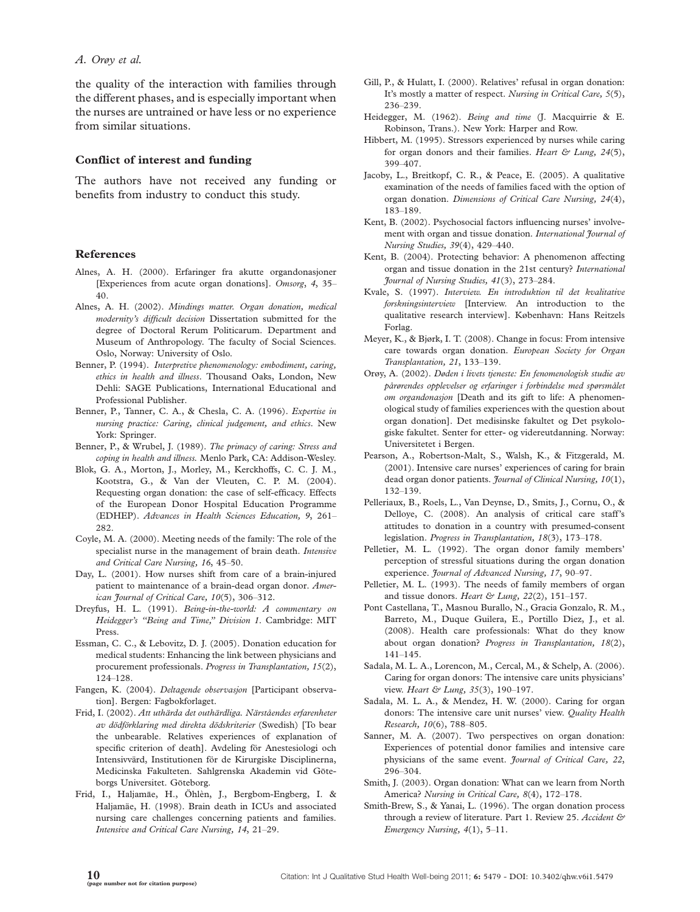the quality of the interaction with families through the different phases, and is especially important when the nurses are untrained or have less or no experience from similar situations.

## Conflict of interest and funding

The authors have not received any funding or benefits from industry to conduct this study.

## References

Alnes, A. H. (2000). Erfaringer fra akutte organdonasjoner [Experiences from acute organ donations]. *Omsorg*, *4*, 35–40.

Alnes, A. H. (2002). *Mindings matter. Organ donation, medical modernity's difficult decision* Dissertation submitted for the degree of Doctoral Rerum Politicarum. Department and Museum of Anthropology. The faculty of Social Sciences. Oslo, Norway: University of Oslo.

Benner, P. (1994). *Interpretive phenomenology: embodiment, caring, ethics in health and illness*. Thousand Oaks, London, New Dehli: SAGE Publications, International Educational and Professional Publisher.

Benner, P., Tanner, C. A., & Chesla, C. A. (1996). *Expertise in nursing practice: Caring, clinical judgement, and ethics*. New York: Springer.

Benner, P., & Wrubel, J. (1989). *The primacy of caring: Stress and coping in health and illness.* Menlo Park, CA: Addison-Wesley.

Blok, G. A., Morton, J., Morley, M., Kerckhoffs, C. C. J. M., Kootstra, G., & Van der Vleuten, C. P. M. (2004). Requesting organ donation: the case of self-efficacy. Effects of the European Donor Hospital Education Programme (EDHEP). *Advances in Health Sciences Education, 9*, 261–282.

Coyle, M. A. (2000). Meeting needs of the family: The role of the specialist nurse in the management of brain death. *Intensive and Critical Care Nursing, 16*, 45–50.

Day, L. (2001). How nurses shift from care of a brain-injured patient to maintenance of a brain-dead organ donor. *American Journal of Critical Care, 10*(5), 306–312.

Dreyfus, H. L. (1991). *Being-in-the-world: A commentary on Heidegger's "Being and Time," Division 1*. Cambridge: MIT Press.

Essman, C. C., & Lebovitz, D. J. (2005). Donation education for medical students: Enhancing the link between physicians and procurement professionals. *Progress in Transplantation, 15*(2), 124–128.

Fangen, K. (2004). *Deltagende observasjon* [Participant observation]. Bergen: Fagbokforlaget.

Frid, I. (2002). *Att uthärda det outhärdliga. Närståendes erfarenheter av dödförklaring med direkta dödskriterier* (Swedish) [To bear the unbearable. Relatives experiences of explanation of specific criterion of death]. Avdeling för Anestesiologi och Intensivvärd, Institutionen för de Kirurgiske Disciplinerna, Medicinska Fakulteten. Sahlgrenska Akademin vid Göteborgs Universitet. Göteborg.

Frid, I., Haljamäe, H., Öhlèn, J., Bergbom-Engberg, I. & Haljamäe, H. (1998). Brain death in ICUs and associated nursing care challenges concerning patients and families. *Intensive and Critical Care Nursing, 14*, 21–29.

Gill, P., & Hulatt, I. (2000). Relatives' refusal in organ donation: It's mostly a matter of respect. *Nursing in Critical Care, 5*(5), 236–239.

Heidegger, M. (1962). *Being and time* (J. Macquirrie & E. Robinson, Trans.). New York: Harper and Row.

Hibbert, M. (1995). Stressors experienced by nurses while caring for organ donors and their families. *Heart & Lung, 24*(5), 399–407.

Jacoby, L., Breitkopf, C. R., & Peace, E. (2005). A qualitative examination of the needs of families faced with the option of organ donation. *Dimensions of Critical Care Nursing, 24*(4), 183–189.

Kent, B. (2002). Psychosocial factors influencing nurses' involvement with organ and tissue donation. *International Journal of Nursing Studies, 39*(4), 429–440.

Kent, B. (2004). Protecting behavior: A phenomenon affecting organ and tissue donation in the 21st century? *International Journal of Nursing Studies, 41*(3), 273–284.

Kvale, S. (1997). *Interview. En introduktion til det kvalitative forskningsinterview* [Interview. An introduction to the qualitative research interview]. København: Hans Reitzels Forlag.

Meyer, K., & Bjørk, I. T. (2008). Change in focus: From intensive care towards organ donation. *European Society for Organ Transplantation, 21*, 133–139.

Orøy, A. (2002). *Døden i livets tjeneste: En fenomenologisk studie av pårørendes opplevelser og erfaringer i forbindelse med spørsmålet om organdonasjon* [Death and its gift to life: A phenomenological study of families experiences with the question about organ donation]. Det medisinske fakultet og Det psykologiske fakultet. Senter for etter- og videreutdanning. Norway: Universitetet i Bergen.

Pearson, A., Robertson-Malt, S., Walsh, K., & Fitzgerald, M. (2001). Intensive care nurses' experiences of caring for brain dead organ donor patients. *Journal of Clinical Nursing, 10*(1), 132–139.

Pelleriaux, B., Roels, L., Van Deynse, D., Smits, J., Cornu, O., & Delloye, C. (2008). An analysis of critical care staff's attitudes to donation in a country with presumed-consent legislation. *Progress in Transplantation, 18*(3), 173–178.

Pelletier, M. L. (1992). The organ donor family members' perception of stressful situations during the organ donation experience. *Journal of Advanced Nursing, 17*, 90–97.

Pelletier, M. L. (1993). The needs of family members of organ and tissue donors. *Heart & Lung, 22*(2), 151–157.

Pont Castellana, T., Masnou Burallo, N., Gracia Gonzalo, R. M., Barreto, M., Duque Guilera, E., Portillo Diez, J., et al. (2008). Health care professionals: What do they know about organ donation? *Progress in Transplantation, 18*(2), 141–145.

Sadala, M. L. A., Lorencon, M., Cercal, M., & Schelp, A. (2006). Caring for organ donors: The intensive care units physicians' view. *Heart & Lung, 35*(3), 190–197.

Sadala, M. L. A., & Mendez, H. W. (2000). Caring for organ donors: The intensive care unit nurses' view. *Quality Health Research, 10*(6), 788–805.

Sanner, M. A. (2007). Two perspectives on organ donation: Experiences of potential donor families and intensive care physicians of the same event. *Journal of Critical Care, 22*, 296–304.

Smith, J. (2003). Organ donation: What can we learn from North America? *Nursing in Critical Care, 8*(4), 172–178.

Smith-Brew, S., & Yanai, L. (1996). The organ donation process through a review of literature. Part 1. Review 25. *Accident & Emergency Nursing, 4*(1), 5–11.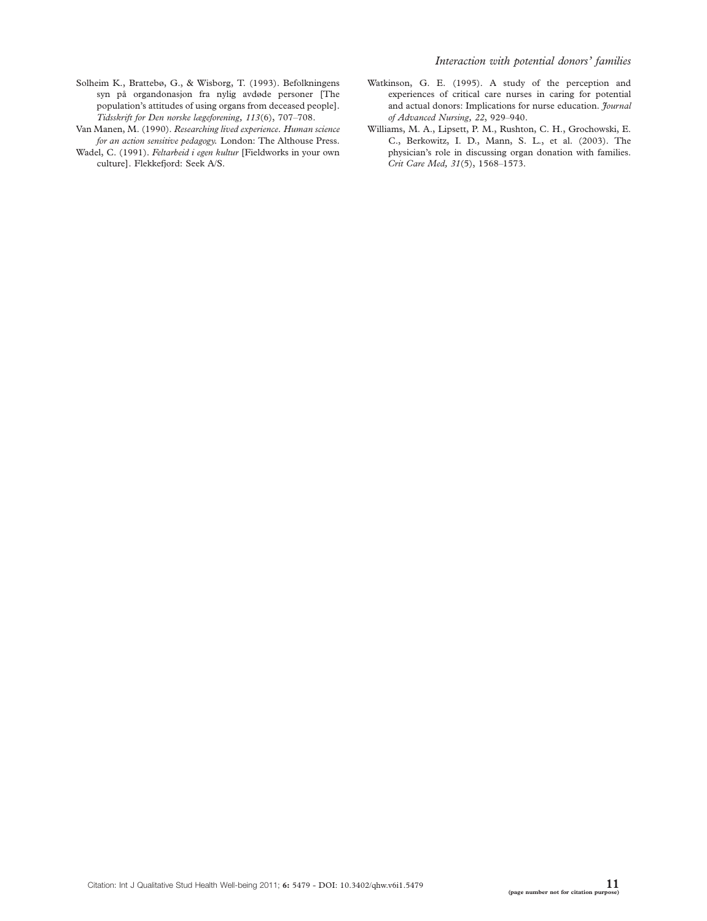Solheim K., Brattebø, G., & Wisborg, T. (1993). Befolkningens syn på organdonasjon fra nylig avdøde personer [The population's attitudes of using organs from deceased people]. *Tidsskrift for Den norske lægeforening, 113*(6), 707–708.

Van Manen, M. (1990). *Researching lived experience. Human science for an action sensitive pedagogy.* London: The Althouse Press.

Wadel, C. (1991). *Feltarbeid i egen kultur* [Fieldworks in your own culture]. Flekkefjord: Seek A/S.

Watkinson, G. E. (1995). A study of the perception and experiences of critical care nurses in caring for potential and actual donors: Implications for nurse education. *Journal of Advanced Nursing, 22*, 929–940.

Williams, M. A., Lipsett, P. M., Rushton, C. H., Grochowski, E. C., Berkowitz, I. D., Mann, S. L., et al. (2003). The physician's role in discussing organ donation with families. *Crit Care Med, 31*(5), 1568–1573.